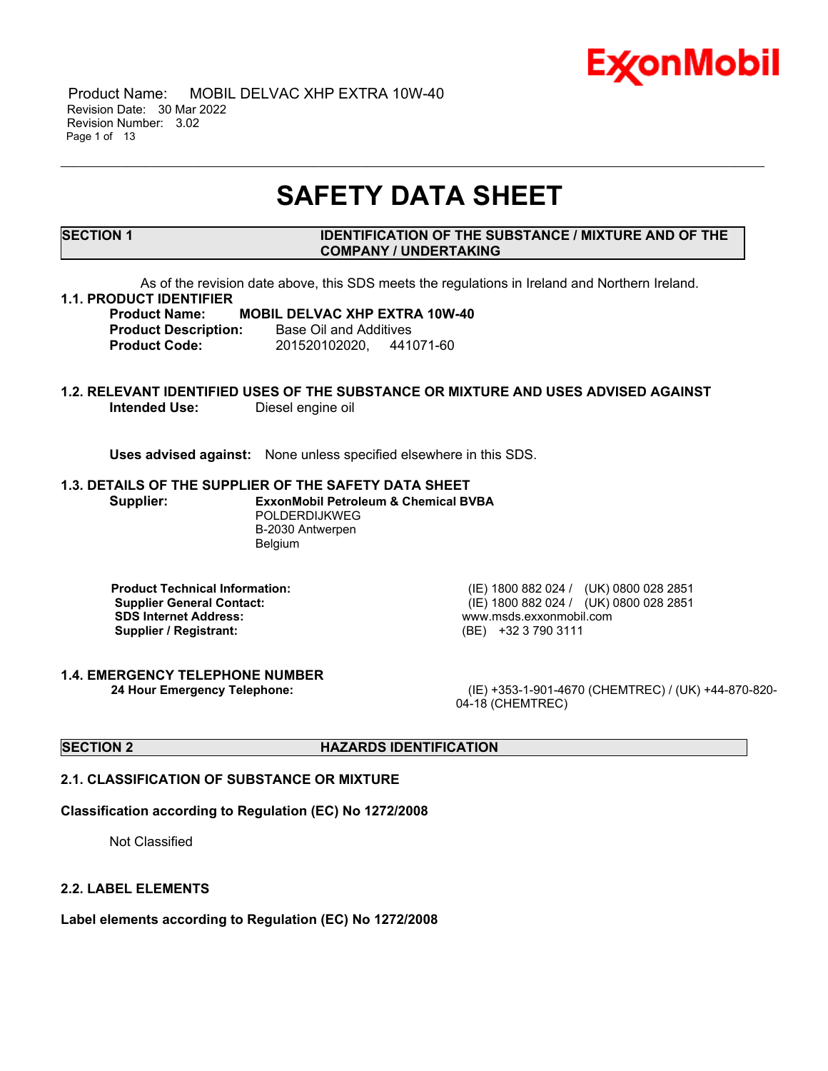# SAFETY DATA SHEET

## SECTION 1 — IDENTIFICATION OF THE SUBSTANCE / MIXTURE AND OF THE COMPANY / UNDERTAKING

As of the revision date above, this SDS meets the regulations in Ireland and Northern Ireland.

### 1.1. PRODUCT IDENTIFIER

**Product Name:** **MOBIL DELVAC XHP EXTRA 10W-40**
**Product Description:** Base Oil and Additives
**Product Code:** 201520102020, 441071-60

### 1.2. RELEVANT IDENTIFIED USES OF THE SUBSTANCE OR MIXTURE AND USES ADVISED AGAINST

**Intended Use:** Diesel engine oil

**Uses advised against:** None unless specified elsewhere in this SDS.

### 1.3. DETAILS OF THE SUPPLIER OF THE SAFETY DATA SHEET

**Supplier:** **ExxonMobil Petroleum & Chemical BVBA**
POLDERDIJKWEG
B-2030 Antwerpen
Belgium

**Product Technical Information:** (IE) 1800 882 024 / (UK) 0800 028 2851
**Supplier General Contact:** (IE) 1800 882 024 / (UK) 0800 028 2851
**SDS Internet Address:** www.msds.exxonmobil.com
**Supplier / Registrant:** (BE) +32 3 790 3111

### 1.4. EMERGENCY TELEPHONE NUMBER

**24 Hour Emergency Telephone:** (IE) +353-1-901-4670 (CHEMTREC) / (UK) +44-870-820-04-18 (CHEMTREC)

## SECTION 2 — HAZARDS IDENTIFICATION

### 2.1. CLASSIFICATION OF SUBSTANCE OR MIXTURE

**Classification according to Regulation (EC) No 1272/2008**

Not Classified

### 2.2. LABEL ELEMENTS

**Label elements according to Regulation (EC) No 1272/2008**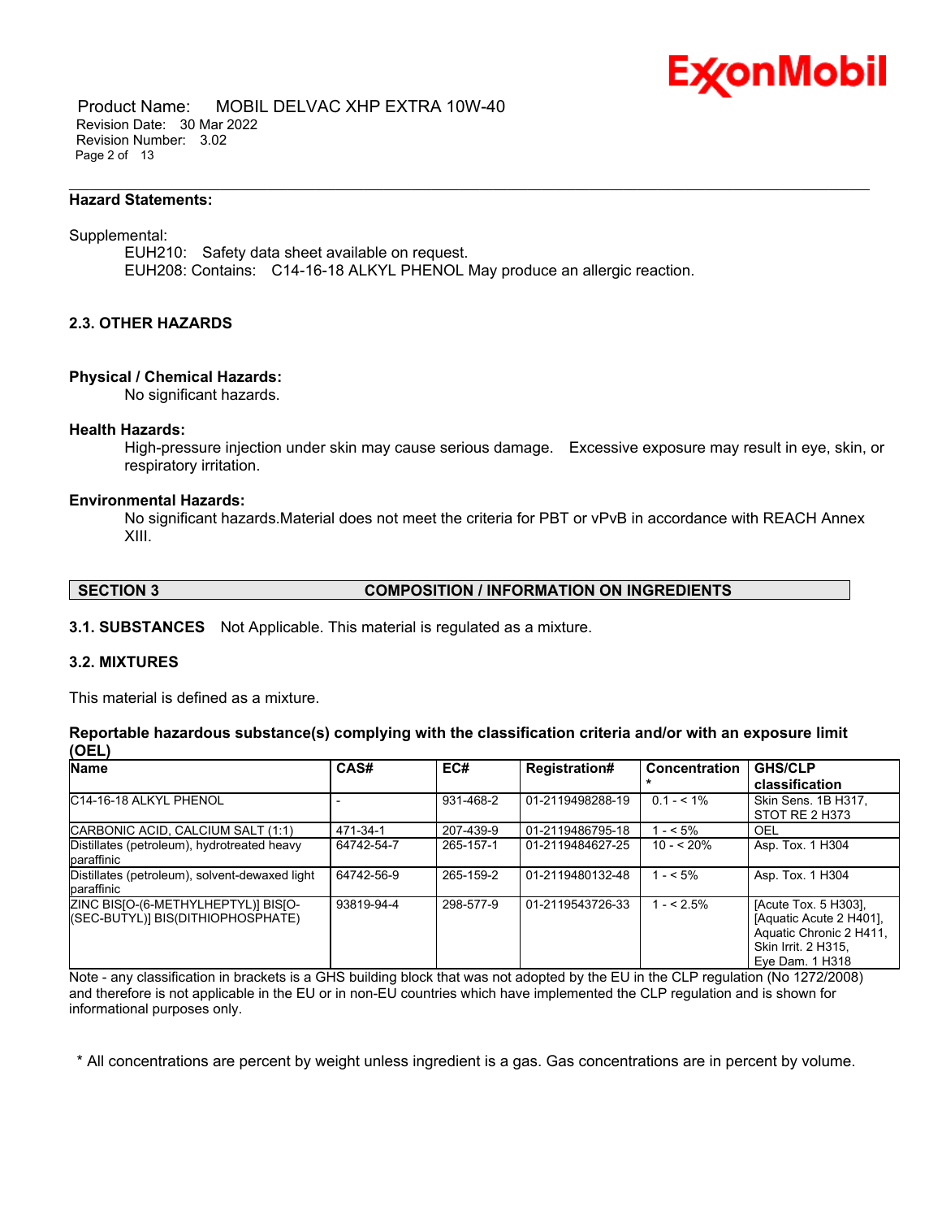**Hazard Statements:**

Supplemental:

EUH210: Safety data sheet available on request.
EUH208: Contains: C14-16-18 ALKYL PHENOL May produce an allergic reaction.

### 2.3. OTHER HAZARDS

**Physical / Chemical Hazards:**

No significant hazards.

**Health Hazards:**

High-pressure injection under skin may cause serious damage. Excessive exposure may result in eye, skin, or respiratory irritation.

**Environmental Hazards:**

No significant hazards.Material does not meet the criteria for PBT or vPvB in accordance with REACH Annex XIII.

## SECTION 3 COMPOSITION / INFORMATION ON INGREDIENTS

**3.1. SUBSTANCES** Not Applicable. This material is regulated as a mixture.

### 3.2. MIXTURES

This material is defined as a mixture.

**Reportable hazardous substance(s) complying with the classification criteria and/or with an exposure limit (OEL)**

| Name | CAS# | EC# | Registration# | Concentration * | GHS/CLP classification |
|---|---|---|---|---|---|
| C14-16-18 ALKYL PHENOL | - | 931-468-2 | 01-2119498288-19 | 0.1 - < 1% | Skin Sens. 1B H317, STOT RE 2 H373 |
| CARBONIC ACID, CALCIUM SALT (1:1) | 471-34-1 | 207-439-9 | 01-2119486795-18 | 1 - < 5% | OEL |
| Distillates (petroleum), hydrotreated heavy paraffinic | 64742-54-7 | 265-157-1 | 01-2119484627-25 | 10 - < 20% | Asp. Tox. 1 H304 |
| Distillates (petroleum), solvent-dewaxed light paraffinic | 64742-56-9 | 265-159-2 | 01-2119480132-48 | 1 - < 5% | Asp. Tox. 1 H304 |
| ZINC BIS[O-(6-METHYLHEPTYL)] BIS[O-(SEC-BUTYL)] BIS(DITHIOPHOSPHATE) | 93819-94-4 | 298-577-9 | 01-2119543726-33 | 1 - < 2.5% | [Acute Tox. 5 H303], [Aquatic Acute 2 H401], Aquatic Chronic 2 H411, Skin Irrit. 2 H315, Eye Dam. 1 H318 |

Note - any classification in brackets is a GHS building block that was not adopted by the EU in the CLP regulation (No 1272/2008) and therefore is not applicable in the EU or in non-EU countries which have implemented the CLP regulation and is shown for informational purposes only.

\* All concentrations are percent by weight unless ingredient is a gas. Gas concentrations are in percent by volume.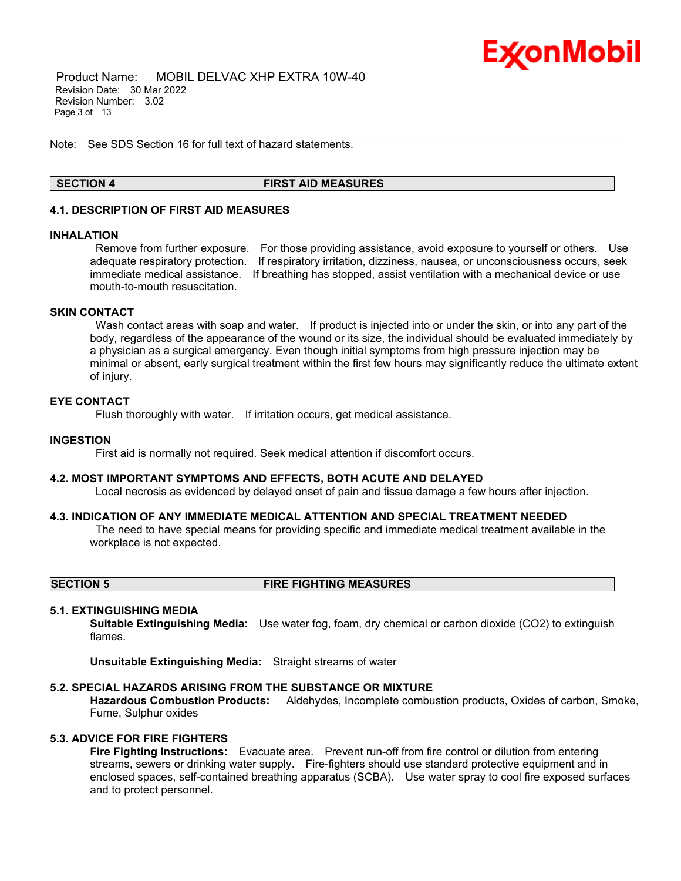Note: See SDS Section 16 for full text of hazard statements.

## SECTION 4 FIRST AID MEASURES

### 4.1. DESCRIPTION OF FIRST AID MEASURES

**INHALATION**

Remove from further exposure. For those providing assistance, avoid exposure to yourself or others. Use adequate respiratory protection. If respiratory irritation, dizziness, nausea, or unconsciousness occurs, seek immediate medical assistance. If breathing has stopped, assist ventilation with a mechanical device or use mouth-to-mouth resuscitation.

**SKIN CONTACT**

Wash contact areas with soap and water. If product is injected into or under the skin, or into any part of the body, regardless of the appearance of the wound or its size, the individual should be evaluated immediately by a physician as a surgical emergency. Even though initial symptoms from high pressure injection may be minimal or absent, early surgical treatment within the first few hours may significantly reduce the ultimate extent of injury.

**EYE CONTACT**

Flush thoroughly with water. If irritation occurs, get medical assistance.

**INGESTION**

First aid is normally not required. Seek medical attention if discomfort occurs.

### 4.2. MOST IMPORTANT SYMPTOMS AND EFFECTS, BOTH ACUTE AND DELAYED

Local necrosis as evidenced by delayed onset of pain and tissue damage a few hours after injection.

### 4.3. INDICATION OF ANY IMMEDIATE MEDICAL ATTENTION AND SPECIAL TREATMENT NEEDED

The need to have special means for providing specific and immediate medical treatment available in the workplace is not expected.

## SECTION 5 FIRE FIGHTING MEASURES

### 5.1. EXTINGUISHING MEDIA

**Suitable Extinguishing Media:** Use water fog, foam, dry chemical or carbon dioxide ($CO_2$) to extinguish flames.

**Unsuitable Extinguishing Media:** Straight streams of water

### 5.2. SPECIAL HAZARDS ARISING FROM THE SUBSTANCE OR MIXTURE

**Hazardous Combustion Products:** Aldehydes, Incomplete combustion products, Oxides of carbon, Smoke, Fume, Sulphur oxides

### 5.3. ADVICE FOR FIRE FIGHTERS

**Fire Fighting Instructions:** Evacuate area. Prevent run-off from fire control or dilution from entering streams, sewers or drinking water supply. Fire-fighters should use standard protective equipment and in enclosed spaces, self-contained breathing apparatus (SCBA). Use water spray to cool fire exposed surfaces and to protect personnel.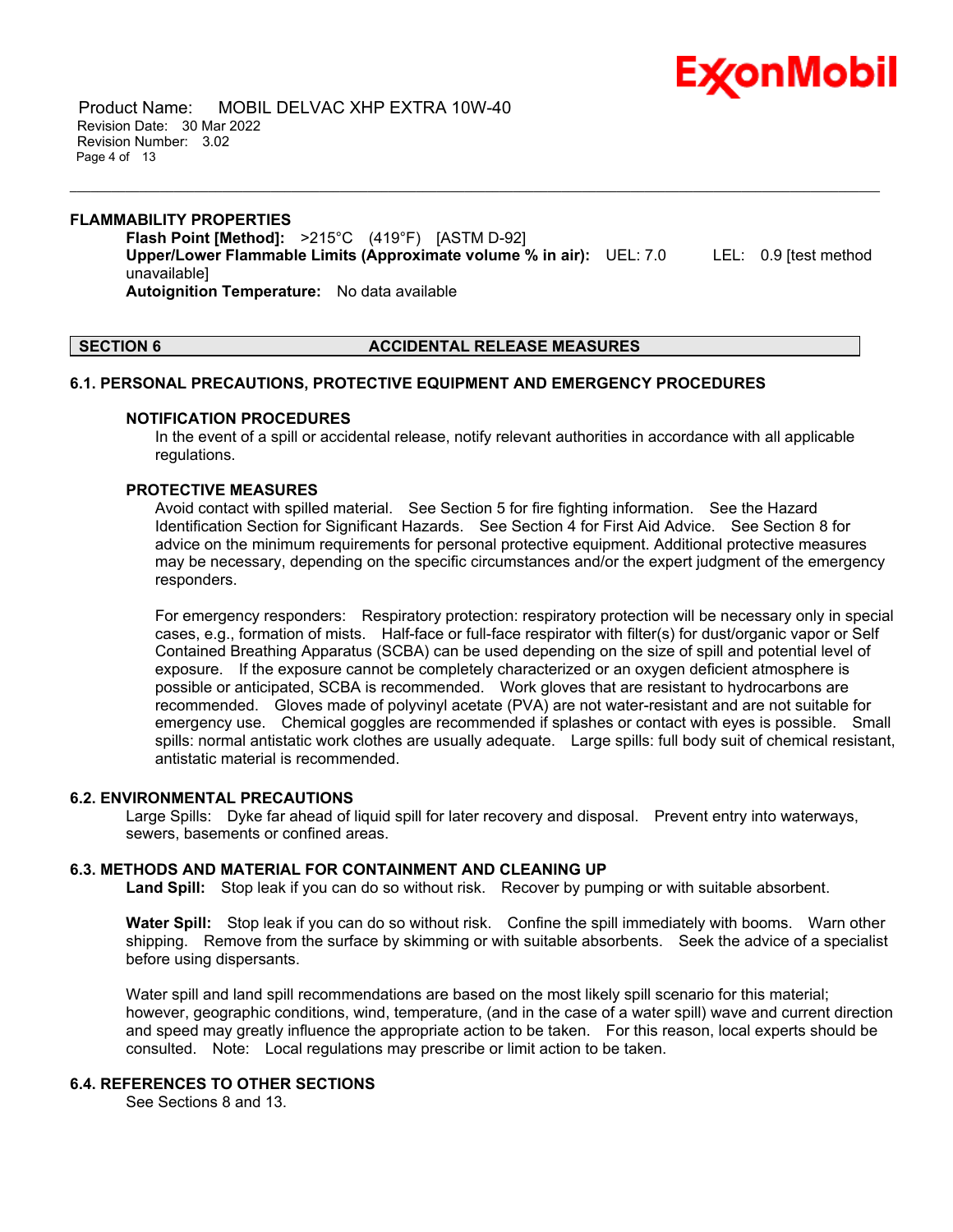### FLAMMABILITY PROPERTIES

**Flash Point [Method]:** >215°C (419°F) [ASTM D-92]
**Upper/Lower Flammable Limits (Approximate volume % in air):** UEL: 7.0 LEL: 0.9 [test method unavailable]
**Autoignition Temperature:** No data available

## SECTION 6 ACCIDENTAL RELEASE MEASURES

### 6.1. PERSONAL PRECAUTIONS, PROTECTIVE EQUIPMENT AND EMERGENCY PROCEDURES

#### NOTIFICATION PROCEDURES

In the event of a spill or accidental release, notify relevant authorities in accordance with all applicable regulations.

#### PROTECTIVE MEASURES

Avoid contact with spilled material. See Section 5 for fire fighting information. See the Hazard Identification Section for Significant Hazards. See Section 4 for First Aid Advice. See Section 8 for advice on the minimum requirements for personal protective equipment. Additional protective measures may be necessary, depending on the specific circumstances and/or the expert judgment of the emergency responders.

For emergency responders: Respiratory protection: respiratory protection will be necessary only in special cases, e.g., formation of mists. Half-face or full-face respirator with filter(s) for dust/organic vapor or Self Contained Breathing Apparatus (SCBA) can be used depending on the size of spill and potential level of exposure. If the exposure cannot be completely characterized or an oxygen deficient atmosphere is possible or anticipated, SCBA is recommended. Work gloves that are resistant to hydrocarbons are recommended. Gloves made of polyvinyl acetate (PVA) are not water-resistant and are not suitable for emergency use. Chemical goggles are recommended if splashes or contact with eyes is possible. Small spills: normal antistatic work clothes are usually adequate. Large spills: full body suit of chemical resistant, antistatic material is recommended.

### 6.2. ENVIRONMENTAL PRECAUTIONS

Large Spills: Dyke far ahead of liquid spill for later recovery and disposal. Prevent entry into waterways, sewers, basements or confined areas.

### 6.3. METHODS AND MATERIAL FOR CONTAINMENT AND CLEANING UP

**Land Spill:** Stop leak if you can do so without risk. Recover by pumping or with suitable absorbent.

**Water Spill:** Stop leak if you can do so without risk. Confine the spill immediately with booms. Warn other shipping. Remove from the surface by skimming or with suitable absorbents. Seek the advice of a specialist before using dispersants.

Water spill and land spill recommendations are based on the most likely spill scenario for this material; however, geographic conditions, wind, temperature, (and in the case of a water spill) wave and current direction and speed may greatly influence the appropriate action to be taken. For this reason, local experts should be consulted. Note: Local regulations may prescribe or limit action to be taken.

### 6.4. REFERENCES TO OTHER SECTIONS

See Sections 8 and 13.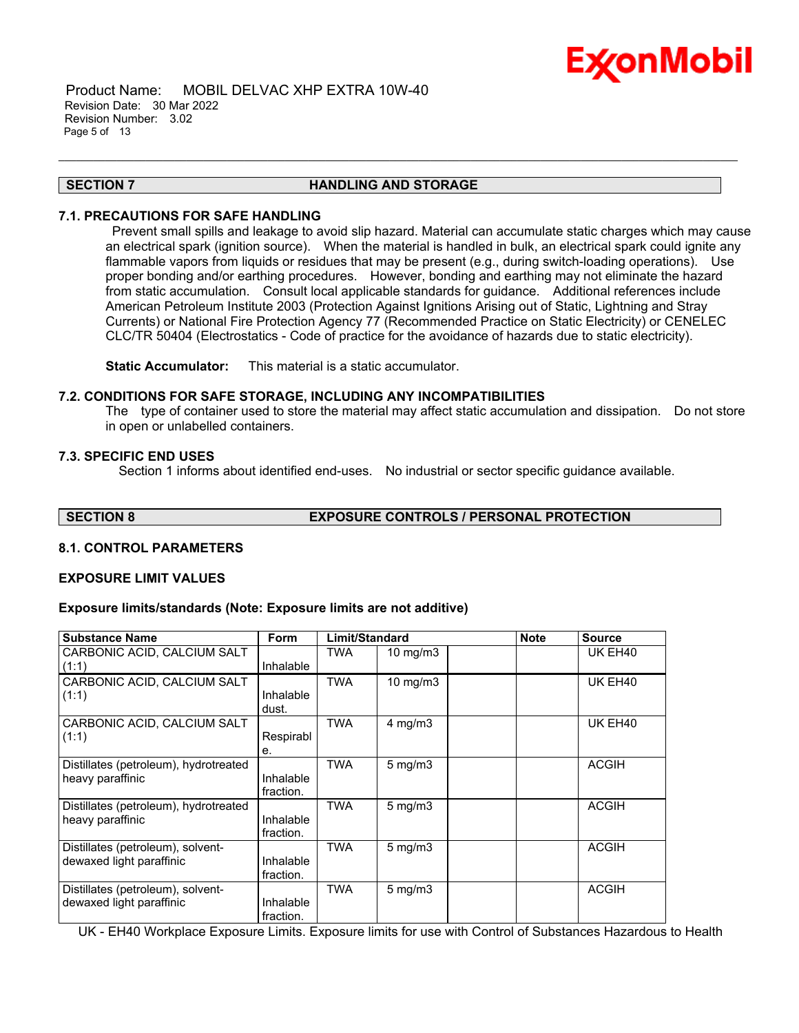## SECTION 7 HANDLING AND STORAGE

### 7.1. PRECAUTIONS FOR SAFE HANDLING

Prevent small spills and leakage to avoid slip hazard. Material can accumulate static charges which may cause an electrical spark (ignition source). When the material is handled in bulk, an electrical spark could ignite any flammable vapors from liquids or residues that may be present (e.g., during switch-loading operations). Use proper bonding and/or earthing procedures. However, bonding and earthing may not eliminate the hazard from static accumulation. Consult local applicable standards for guidance. Additional references include American Petroleum Institute 2003 (Protection Against Ignitions Arising out of Static, Lightning and Stray Currents) or National Fire Protection Agency 77 (Recommended Practice on Static Electricity) or CENELEC CLC/TR 50404 (Electrostatics - Code of practice for the avoidance of hazards due to static electricity).

**Static Accumulator:** This material is a static accumulator.

### 7.2. CONDITIONS FOR SAFE STORAGE, INCLUDING ANY INCOMPATIBILITIES

The type of container used to store the material may affect static accumulation and dissipation. Do not store in open or unlabelled containers.

### 7.3. SPECIFIC END USES

Section 1 informs about identified end-uses. No industrial or sector specific guidance available.

## SECTION 8 EXPOSURE CONTROLS / PERSONAL PROTECTION

### 8.1. CONTROL PARAMETERS

### EXPOSURE LIMIT VALUES

**Exposure limits/standards (Note: Exposure limits are not additive)**

| Substance Name | Form | Limit/Standard | | | Note | Source |
|---|---|---|---|---|---|---|
| CARBONIC ACID, CALCIUM SALT (1:1) | Inhalable | TWA | 10 mg/m3 | | | UK EH40 |
| CARBONIC ACID, CALCIUM SALT (1:1) | Inhalable dust. | TWA | 10 mg/m3 | | | UK EH40 |
| CARBONIC ACID, CALCIUM SALT (1:1) | Respirable. | TWA | 4 mg/m3 | | | UK EH40 |
| Distillates (petroleum), hydrotreated heavy paraffinic | Inhalable fraction. | TWA | 5 mg/m3 | | | ACGIH |
| Distillates (petroleum), hydrotreated heavy paraffinic | Inhalable fraction. | TWA | 5 mg/m3 | | | ACGIH |
| Distillates (petroleum), solvent-dewaxed light paraffinic | Inhalable fraction. | TWA | 5 mg/m3 | | | ACGIH |
| Distillates (petroleum), solvent-dewaxed light paraffinic | Inhalable fraction. | TWA | 5 mg/m3 | | | ACGIH |

UK - EH40 Workplace Exposure Limits. Exposure limits for use with Control of Substances Hazardous to Health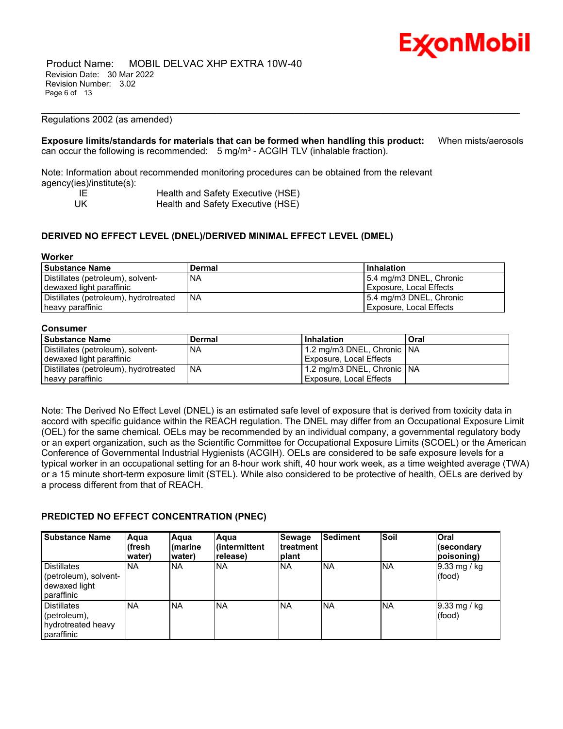Regulations 2002 (as amended)

**Exposure limits/standards for materials that can be formed when handling this product:** When mists/aerosols can occur the following is recommended: 5 mg/m³ - ACGIH TLV (inhalable fraction).

Note: Information about recommended monitoring procedures can be obtained from the relevant agency(ies)/institute(s):

| | |
|---|---|
| IE | Health and Safety Executive (HSE) |
| UK | Health and Safety Executive (HSE) |

### DERIVED NO EFFECT LEVEL (DNEL)/DERIVED MINIMAL EFFECT LEVEL (DMEL)

**Worker**

| Substance Name | Dermal | Inhalation |
|---|---|---|
| Distillates (petroleum), solvent-dewaxed light paraffinic | NA | 5.4 mg/m3 DNEL, Chronic Exposure, Local Effects |
| Distillates (petroleum), hydrotreated heavy paraffinic | NA | 5.4 mg/m3 DNEL, Chronic Exposure, Local Effects |

**Consumer**

| Substance Name | Dermal | Inhalation | Oral |
|---|---|---|---|
| Distillates (petroleum), solvent-dewaxed light paraffinic | NA | 1.2 mg/m3 DNEL, Chronic Exposure, Local Effects | NA |
| Distillates (petroleum), hydrotreated heavy paraffinic | NA | 1.2 mg/m3 DNEL, Chronic Exposure, Local Effects | NA |

Note: The Derived No Effect Level (DNEL) is an estimated safe level of exposure that is derived from toxicity data in accord with specific guidance within the REACH regulation. The DNEL may differ from an Occupational Exposure Limit (OEL) for the same chemical. OELs may be recommended by an individual company, a governmental regulatory body or an expert organization, such as the Scientific Committee for Occupational Exposure Limits (SCOEL) or the American Conference of Governmental Industrial Hygienists (ACGIH). OELs are considered to be safe exposure levels for a typical worker in an occupational setting for an 8-hour work shift, 40 hour work week, as a time weighted average (TWA) or a 15 minute short-term exposure limit (STEL). While also considered to be protective of health, OELs are derived by a process different from that of REACH.

### PREDICTED NO EFFECT CONCENTRATION (PNEC)

| Substance Name | Aqua (fresh water) | Aqua (marine water) | Aqua (intermittent release) | Sewage treatment plant | Sediment | Soil | Oral (secondary poisoning) |
|---|---|---|---|---|---|---|---|
| Distillates (petroleum), solvent-dewaxed light paraffinic | NA | NA | NA | NA | NA | NA | 9.33 mg / kg (food) |
| Distillates (petroleum), hydrotreated heavy paraffinic | NA | NA | NA | NA | NA | NA | 9.33 mg / kg (food) |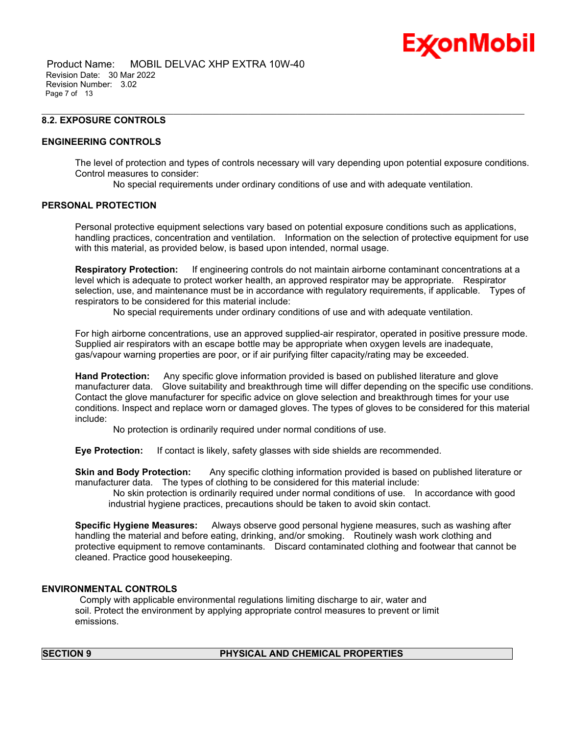## 8.2. EXPOSURE CONTROLS

### ENGINEERING CONTROLS

The level of protection and types of controls necessary will vary depending upon potential exposure conditions. Control measures to consider:

No special requirements under ordinary conditions of use and with adequate ventilation.

### PERSONAL PROTECTION

Personal protective equipment selections vary based on potential exposure conditions such as applications, handling practices, concentration and ventilation. Information on the selection of protective equipment for use with this material, as provided below, is based upon intended, normal usage.

**Respiratory Protection:** If engineering controls do not maintain airborne contaminant concentrations at a level which is adequate to protect worker health, an approved respirator may be appropriate. Respirator selection, use, and maintenance must be in accordance with regulatory requirements, if applicable. Types of respirators to be considered for this material include:

No special requirements under ordinary conditions of use and with adequate ventilation.

For high airborne concentrations, use an approved supplied-air respirator, operated in positive pressure mode. Supplied air respirators with an escape bottle may be appropriate when oxygen levels are inadequate, gas/vapour warning properties are poor, or if air purifying filter capacity/rating may be exceeded.

**Hand Protection:** Any specific glove information provided is based on published literature and glove manufacturer data. Glove suitability and breakthrough time will differ depending on the specific use conditions. Contact the glove manufacturer for specific advice on glove selection and breakthrough times for your use conditions. Inspect and replace worn or damaged gloves. The types of gloves to be considered for this material include:

No protection is ordinarily required under normal conditions of use.

**Eye Protection:** If contact is likely, safety glasses with side shields are recommended.

**Skin and Body Protection:** Any specific clothing information provided is based on published literature or manufacturer data. The types of clothing to be considered for this material include:

No skin protection is ordinarily required under normal conditions of use. In accordance with good industrial hygiene practices, precautions should be taken to avoid skin contact.

**Specific Hygiene Measures:** Always observe good personal hygiene measures, such as washing after handling the material and before eating, drinking, and/or smoking. Routinely wash work clothing and protective equipment to remove contaminants. Discard contaminated clothing and footwear that cannot be cleaned. Practice good housekeeping.

### ENVIRONMENTAL CONTROLS

Comply with applicable environmental regulations limiting discharge to air, water and soil. Protect the environment by applying appropriate control measures to prevent or limit emissions.

## SECTION 9 PHYSICAL AND CHEMICAL PROPERTIES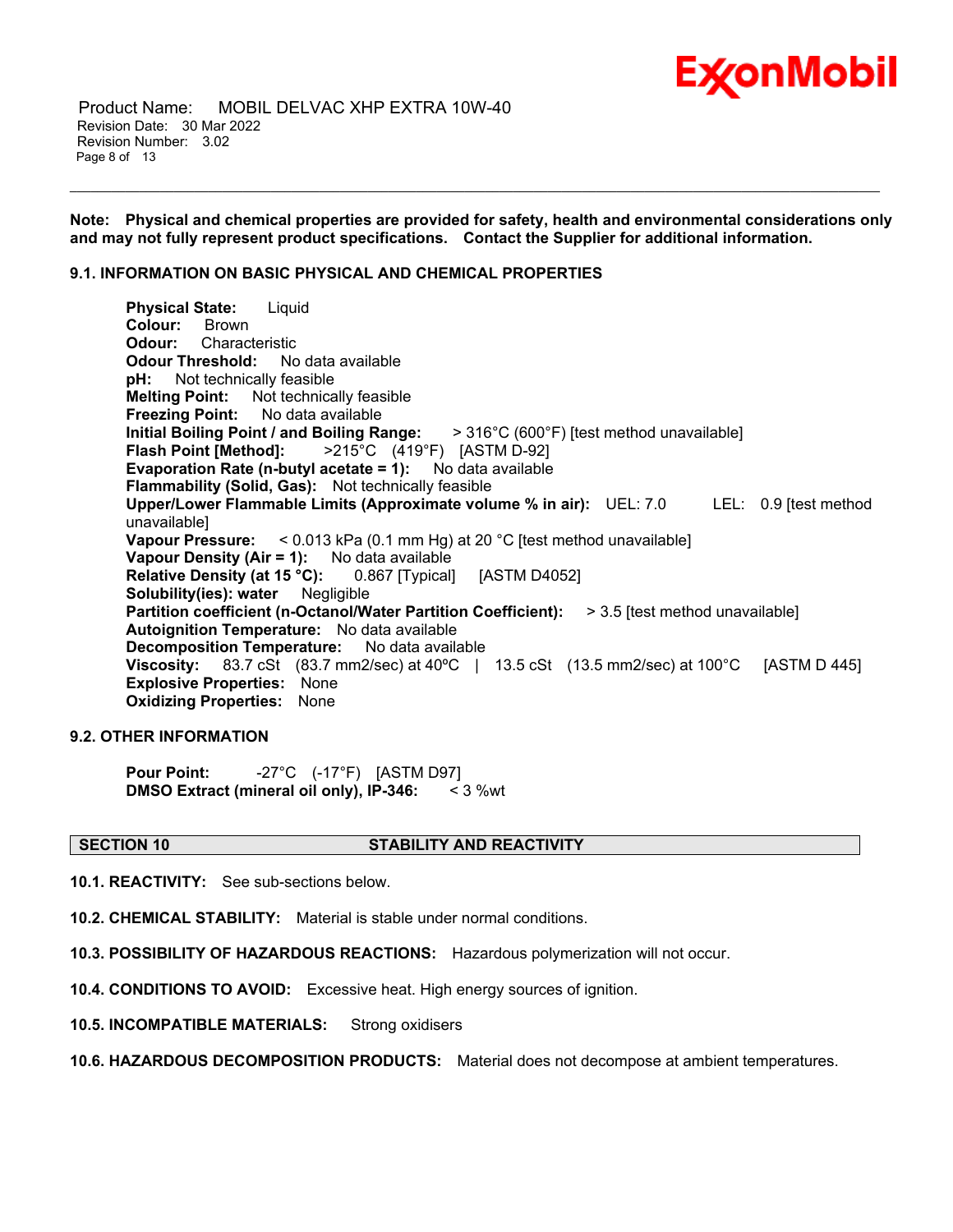**Note: Physical and chemical properties are provided for safety, health and environmental considerations only and may not fully represent product specifications. Contact the Supplier for additional information.**

### 9.1. INFORMATION ON BASIC PHYSICAL AND CHEMICAL PROPERTIES

**Physical State:** Liquid
**Colour:** Brown
**Odour:** Characteristic
**Odour Threshold:** No data available
**pH:** Not technically feasible
**Melting Point:** Not technically feasible
**Freezing Point:** No data available
**Initial Boiling Point / and Boiling Range:** > 316°C (600°F) [test method unavailable]
**Flash Point [Method]:** >215°C (419°F) [ASTM D-92]
**Evaporation Rate (n-butyl acetate = 1):** No data available
**Flammability (Solid, Gas):** Not technically feasible
**Upper/Lower Flammable Limits (Approximate volume % in air):** UEL: 7.0 LEL: 0.9 [test method unavailable]
**Vapour Pressure:** < 0.013 kPa (0.1 mm Hg) at 20 °C [test method unavailable]
**Vapour Density (Air = 1):** No data available
**Relative Density (at 15 °C):** 0.867 [Typical] [ASTM D4052]
**Solubility(ies): water** Negligible
**Partition coefficient (n-Octanol/Water Partition Coefficient):** > 3.5 [test method unavailable]
**Autoignition Temperature:** No data available
**Decomposition Temperature:** No data available
**Viscosity:** 83.7 cSt (83.7 mm2/sec) at 40ºC | 13.5 cSt (13.5 mm2/sec) at 100°C [ASTM D 445]
**Explosive Properties:** None
**Oxidizing Properties:** None

### 9.2. OTHER INFORMATION

**Pour Point:** -27°C (-17°F) [ASTM D97]
**DMSO Extract (mineral oil only), IP-346:** < 3 %wt

## SECTION 10 STABILITY AND REACTIVITY

**10.1. REACTIVITY:** See sub-sections below.

**10.2. CHEMICAL STABILITY:** Material is stable under normal conditions.

**10.3. POSSIBILITY OF HAZARDOUS REACTIONS:** Hazardous polymerization will not occur.

**10.4. CONDITIONS TO AVOID:** Excessive heat. High energy sources of ignition.

**10.5. INCOMPATIBLE MATERIALS:** Strong oxidisers

**10.6. HAZARDOUS DECOMPOSITION PRODUCTS:** Material does not decompose at ambient temperatures.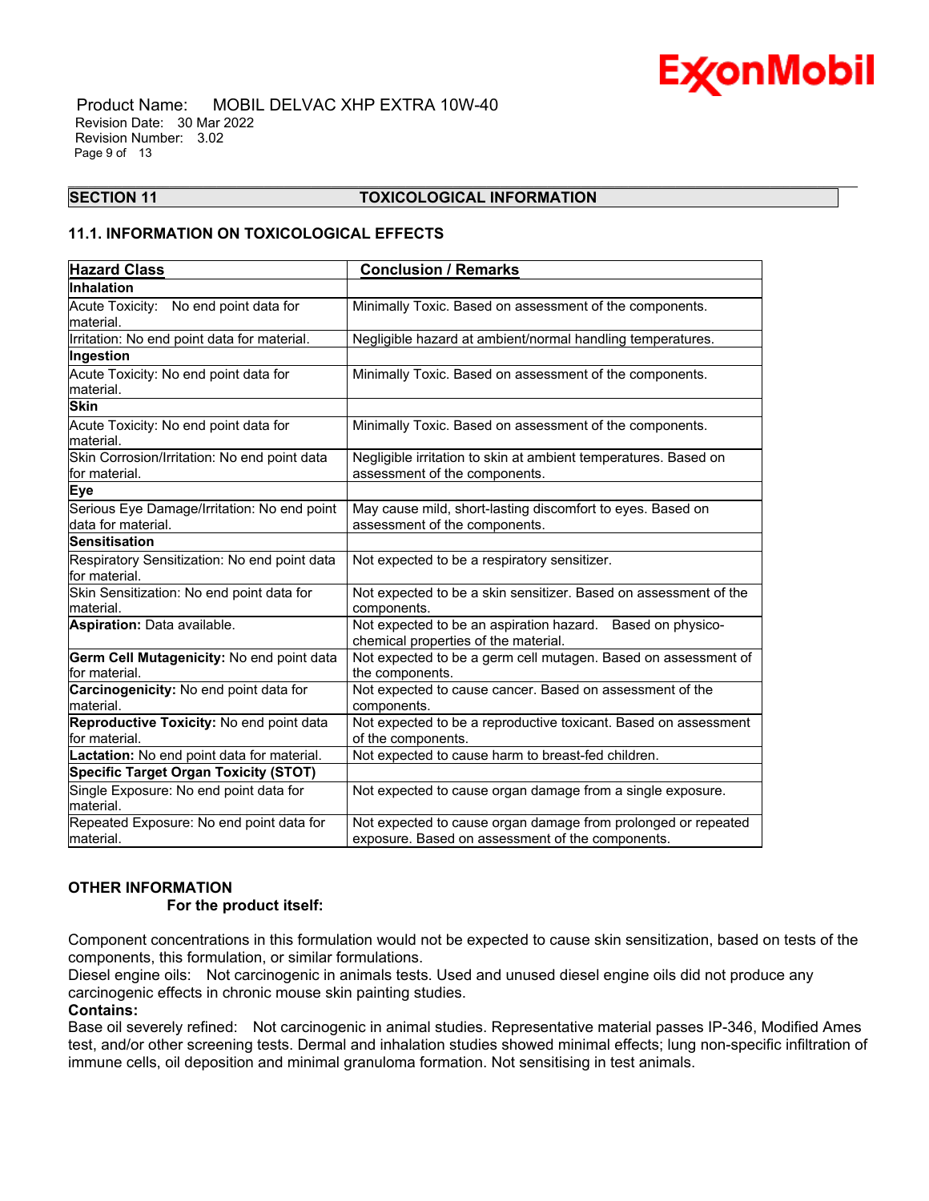## SECTION 11 TOXICOLOGICAL INFORMATION

### 11.1. INFORMATION ON TOXICOLOGICAL EFFECTS

| Hazard Class | Conclusion / Remarks |
|---|---|
| **Inhalation** | |
| Acute Toxicity: No end point data for material. | Minimally Toxic. Based on assessment of the components. |
| Irritation: No end point data for material. | Negligible hazard at ambient/normal handling temperatures. |
| **Ingestion** | |
| Acute Toxicity: No end point data for material. | Minimally Toxic. Based on assessment of the components. |
| **Skin** | |
| Acute Toxicity: No end point data for material. | Minimally Toxic. Based on assessment of the components. |
| Skin Corrosion/Irritation: No end point data for material. | Negligible irritation to skin at ambient temperatures. Based on assessment of the components. |
| **Eye** | |
| Serious Eye Damage/Irritation: No end point data for material. | May cause mild, short-lasting discomfort to eyes. Based on assessment of the components. |
| **Sensitisation** | |
| Respiratory Sensitization: No end point data for material. | Not expected to be a respiratory sensitizer. |
| Skin Sensitization: No end point data for material. | Not expected to be a skin sensitizer. Based on assessment of the components. |
| **Aspiration:** Data available. | Not expected to be an aspiration hazard. Based on physico-chemical properties of the material. |
| **Germ Cell Mutagenicity:** No end point data for material. | Not expected to be a germ cell mutagen. Based on assessment of the components. |
| **Carcinogenicity:** No end point data for material. | Not expected to cause cancer. Based on assessment of the components. |
| **Reproductive Toxicity:** No end point data for material. | Not expected to be a reproductive toxicant. Based on assessment of the components. |
| **Lactation:** No end point data for material. | Not expected to cause harm to breast-fed children. |
| **Specific Target Organ Toxicity (STOT)** | |
| Single Exposure: No end point data for material. | Not expected to cause organ damage from a single exposure. |
| Repeated Exposure: No end point data for material. | Not expected to cause organ damage from prolonged or repeated exposure. Based on assessment of the components. |

**OTHER INFORMATION**

**For the product itself:**

Component concentrations in this formulation would not be expected to cause skin sensitization, based on tests of the components, this formulation, or similar formulations.
Diesel engine oils: Not carcinogenic in animals tests. Used and unused diesel engine oils did not produce any carcinogenic effects in chronic mouse skin painting studies.

**Contains:**

Base oil severely refined: Not carcinogenic in animal studies. Representative material passes IP-346, Modified Ames test, and/or other screening tests. Dermal and inhalation studies showed minimal effects; lung non-specific infiltration of immune cells, oil deposition and minimal granuloma formation. Not sensitising in test animals.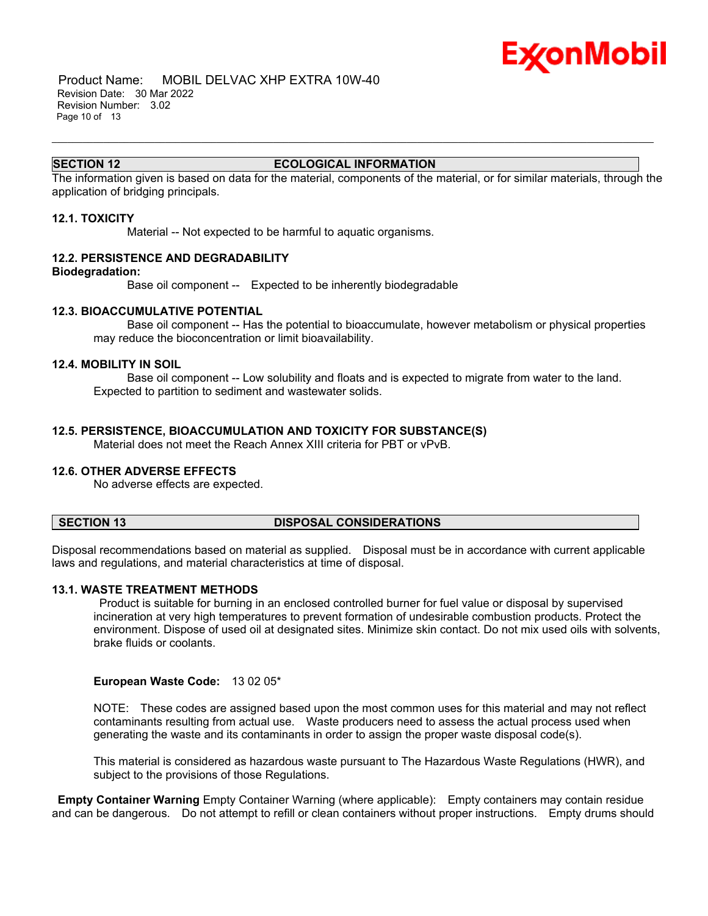## SECTION 12 ECOLOGICAL INFORMATION

The information given is based on data for the material, components of the material, or for similar materials, through the application of bridging principals.

### 12.1. TOXICITY

Material -- Not expected to be harmful to aquatic organisms.

### 12.2. PERSISTENCE AND DEGRADABILITY

**Biodegradation:**

Base oil component -- Expected to be inherently biodegradable

### 12.3. BIOACCUMULATIVE POTENTIAL

Base oil component -- Has the potential to bioaccumulate, however metabolism or physical properties may reduce the bioconcentration or limit bioavailability.

### 12.4. MOBILITY IN SOIL

Base oil component -- Low solubility and floats and is expected to migrate from water to the land. Expected to partition to sediment and wastewater solids.

### 12.5. PERSISTENCE, BIOACCUMULATION AND TOXICITY FOR SUBSTANCE(S)

Material does not meet the Reach Annex XIII criteria for PBT or vPvB.

### 12.6. OTHER ADVERSE EFFECTS

No adverse effects are expected.

## SECTION 13 DISPOSAL CONSIDERATIONS

Disposal recommendations based on material as supplied. Disposal must be in accordance with current applicable laws and regulations, and material characteristics at time of disposal.

### 13.1. WASTE TREATMENT METHODS

Product is suitable for burning in an enclosed controlled burner for fuel value or disposal by supervised incineration at very high temperatures to prevent formation of undesirable combustion products. Protect the environment. Dispose of used oil at designated sites. Minimize skin contact. Do not mix used oils with solvents, brake fluids or coolants.

**European Waste Code:** 13 02 05*

NOTE: These codes are assigned based upon the most common uses for this material and may not reflect contaminants resulting from actual use. Waste producers need to assess the actual process used when generating the waste and its contaminants in order to assign the proper waste disposal code(s).

This material is considered as hazardous waste pursuant to The Hazardous Waste Regulations (HWR), and subject to the provisions of those Regulations.

**Empty Container Warning** Empty Container Warning (where applicable): Empty containers may contain residue and can be dangerous. Do not attempt to refill or clean containers without proper instructions. Empty drums should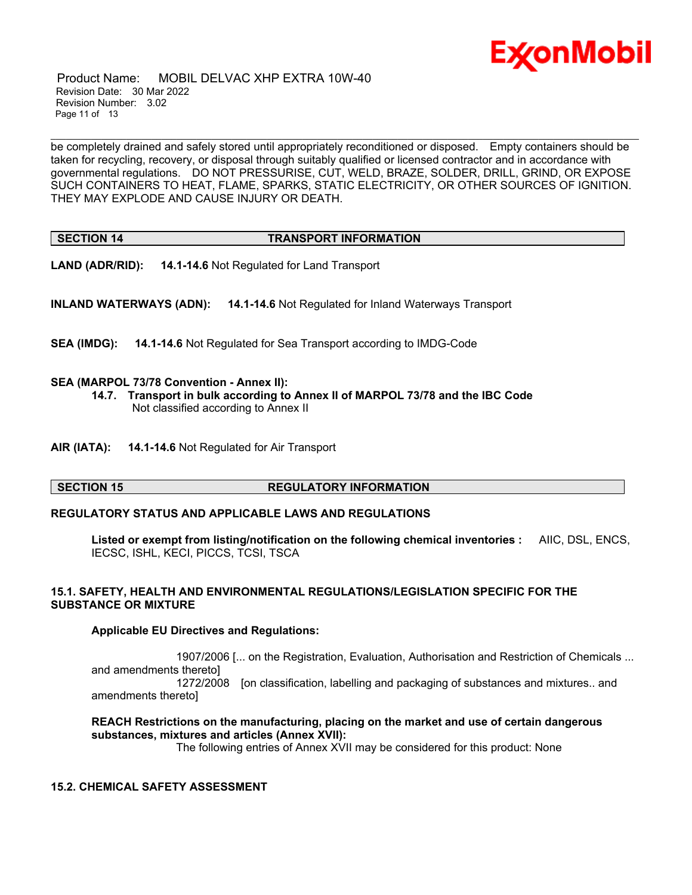be completely drained and safely stored until appropriately reconditioned or disposed. Empty containers should be taken for recycling, recovery, or disposal through suitably qualified or licensed contractor and in accordance with governmental regulations. DO NOT PRESSURISE, CUT, WELD, BRAZE, SOLDER, DRILL, GRIND, OR EXPOSE SUCH CONTAINERS TO HEAT, FLAME, SPARKS, STATIC ELECTRICITY, OR OTHER SOURCES OF IGNITION. THEY MAY EXPLODE AND CAUSE INJURY OR DEATH.

## SECTION 14 TRANSPORT INFORMATION

**LAND (ADR/RID):** **14.1-14.6** Not Regulated for Land Transport

**INLAND WATERWAYS (ADN):** **14.1-14.6** Not Regulated for Inland Waterways Transport

**SEA (IMDG):** **14.1-14.6** Not Regulated for Sea Transport according to IMDG-Code

**SEA (MARPOL 73/78 Convention - Annex II):**

**14.7. Transport in bulk according to Annex II of MARPOL 73/78 and the IBC Code**
Not classified according to Annex II

**AIR (IATA):** **14.1-14.6** Not Regulated for Air Transport

## SECTION 15 REGULATORY INFORMATION

**REGULATORY STATUS AND APPLICABLE LAWS AND REGULATIONS**

**Listed or exempt from listing/notification on the following chemical inventories :** AIIC, DSL, ENCS, IECSC, ISHL, KECI, PICCS, TCSI, TSCA

**15.1. SAFETY, HEALTH AND ENVIRONMENTAL REGULATIONS/LEGISLATION SPECIFIC FOR THE SUBSTANCE OR MIXTURE**

**Applicable EU Directives and Regulations:**

1907/2006 [... on the Registration, Evaluation, Authorisation and Restriction of Chemicals ... and amendments thereto]
1272/2008 [on classification, labelling and packaging of substances and mixtures.. and amendments thereto]

**REACH Restrictions on the manufacturing, placing on the market and use of certain dangerous substances, mixtures and articles (Annex XVII):**
The following entries of Annex XVII may be considered for this product: None

**15.2. CHEMICAL SAFETY ASSESSMENT**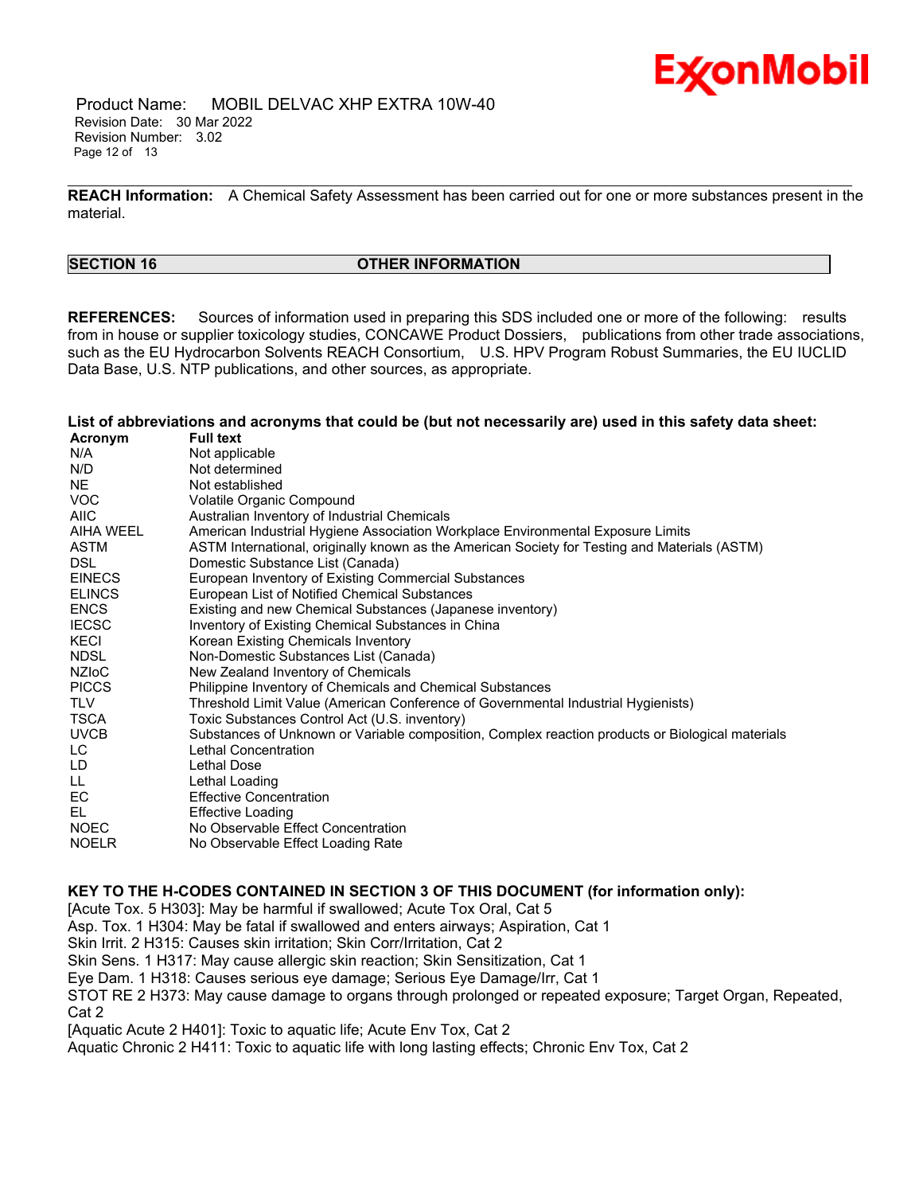**REACH Information:** A Chemical Safety Assessment has been carried out for one or more substances present in the material.

## SECTION 16 OTHER INFORMATION

**REFERENCES:** Sources of information used in preparing this SDS included one or more of the following: results from in house or supplier toxicology studies, CONCAWE Product Dossiers, publications from other trade associations, such as the EU Hydrocarbon Solvents REACH Consortium, U.S. HPV Program Robust Summaries, the EU IUCLID Data Base, U.S. NTP publications, and other sources, as appropriate.

**List of abbreviations and acronyms that could be (but not necessarily are) used in this safety data sheet:**

| Acronym | Full text |
|---|---|
| N/A | Not applicable |
| N/D | Not determined |
| NE | Not established |
| VOC | Volatile Organic Compound |
| AIIC | Australian Inventory of Industrial Chemicals |
| AIHA WEEL | American Industrial Hygiene Association Workplace Environmental Exposure Limits |
| ASTM | ASTM International, originally known as the American Society for Testing and Materials (ASTM) |
| DSL | Domestic Substance List (Canada) |
| EINECS | European Inventory of Existing Commercial Substances |
| ELINCS | European List of Notified Chemical Substances |
| ENCS | Existing and new Chemical Substances (Japanese inventory) |
| IECSC | Inventory of Existing Chemical Substances in China |
| KECI | Korean Existing Chemicals Inventory |
| NDSL | Non-Domestic Substances List (Canada) |
| NZIoC | New Zealand Inventory of Chemicals |
| PICCS | Philippine Inventory of Chemicals and Chemical Substances |
| TLV | Threshold Limit Value (American Conference of Governmental Industrial Hygienists) |
| TSCA | Toxic Substances Control Act (U.S. inventory) |
| UVCB | Substances of Unknown or Variable composition, Complex reaction products or Biological materials |
| LC | Lethal Concentration |
| LD | Lethal Dose |
| LL | Lethal Loading |
| EC | Effective Concentration |
| EL | Effective Loading |
| NOEC | No Observable Effect Concentration |
| NOELR | No Observable Effect Loading Rate |

**KEY TO THE H-CODES CONTAINED IN SECTION 3 OF THIS DOCUMENT (for information only):**

[Acute Tox. 5 H303]: May be harmful if swallowed; Acute Tox Oral, Cat 5

Asp. Tox. 1 H304: May be fatal if swallowed and enters airways; Aspiration, Cat 1

Skin Irrit. 2 H315: Causes skin irritation; Skin Corr/Irritation, Cat 2

Skin Sens. 1 H317: May cause allergic skin reaction; Skin Sensitization, Cat 1

Eye Dam. 1 H318: Causes serious eye damage; Serious Eye Damage/Irr, Cat 1

STOT RE 2 H373: May cause damage to organs through prolonged or repeated exposure; Target Organ, Repeated, Cat 2

[Aquatic Acute 2 H401]: Toxic to aquatic life; Acute Env Tox, Cat 2

Aquatic Chronic 2 H411: Toxic to aquatic life with long lasting effects; Chronic Env Tox, Cat 2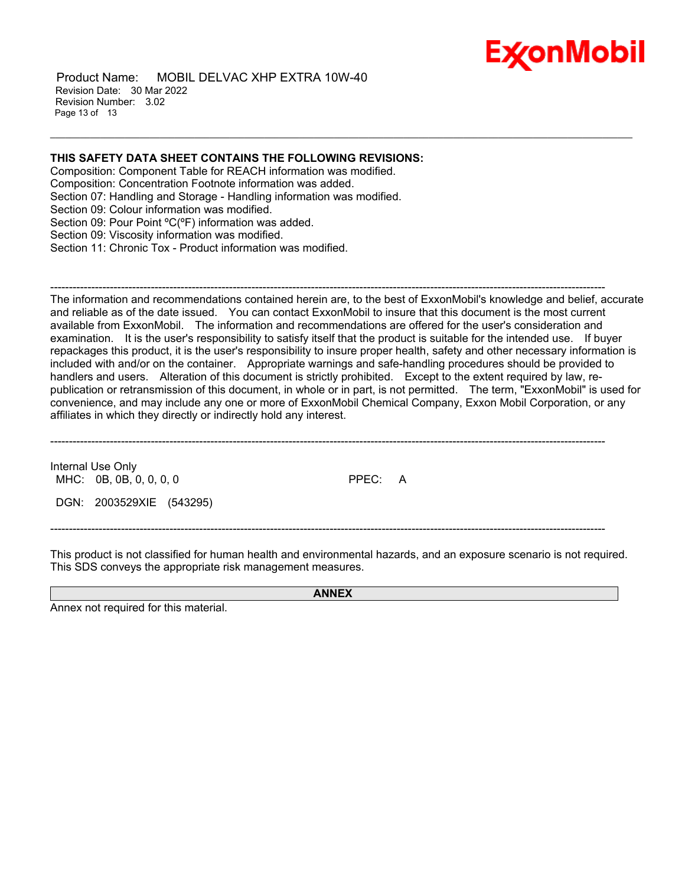**THIS SAFETY DATA SHEET CONTAINS THE FOLLOWING REVISIONS:**

Composition: Component Table for REACH information was modified.
Composition: Concentration Footnote information was added.
Section 07: Handling and Storage - Handling information was modified.
Section 09: Colour information was modified.
Section 09: Pour Point ºC(ºF) information was added.
Section 09: Viscosity information was modified.
Section 11: Chronic Tox - Product information was modified.

-----------------------------------------------------------------------------------------------------------------------------------------------

The information and recommendations contained herein are, to the best of ExxonMobil's knowledge and belief, accurate and reliable as of the date issued. You can contact ExxonMobil to insure that this document is the most current available from ExxonMobil. The information and recommendations are offered for the user's consideration and examination. It is the user's responsibility to satisfy itself that the product is suitable for the intended use. If buyer repackages this product, it is the user's responsibility to insure proper health, safety and other necessary information is included with and/or on the container. Appropriate warnings and safe-handling procedures should be provided to handlers and users. Alteration of this document is strictly prohibited. Except to the extent required by law, re-publication or retransmission of this document, in whole or in part, is not permitted. The term, "ExxonMobil" is used for convenience, and may include any one or more of ExxonMobil Chemical Company, Exxon Mobil Corporation, or any affiliates in which they directly or indirectly hold any interest.

-----------------------------------------------------------------------------------------------------------------------------------------------

Internal Use Only
MHC: 0B, 0B, 0, 0, 0, 0 PPEC: A

DGN: 2003529XIE (543295)

-----------------------------------------------------------------------------------------------------------------------------------------------

This product is not classified for human health and environmental hazards, and an exposure scenario is not required. This SDS conveys the appropriate risk management measures.

**ANNEX**

Annex not required for this material.